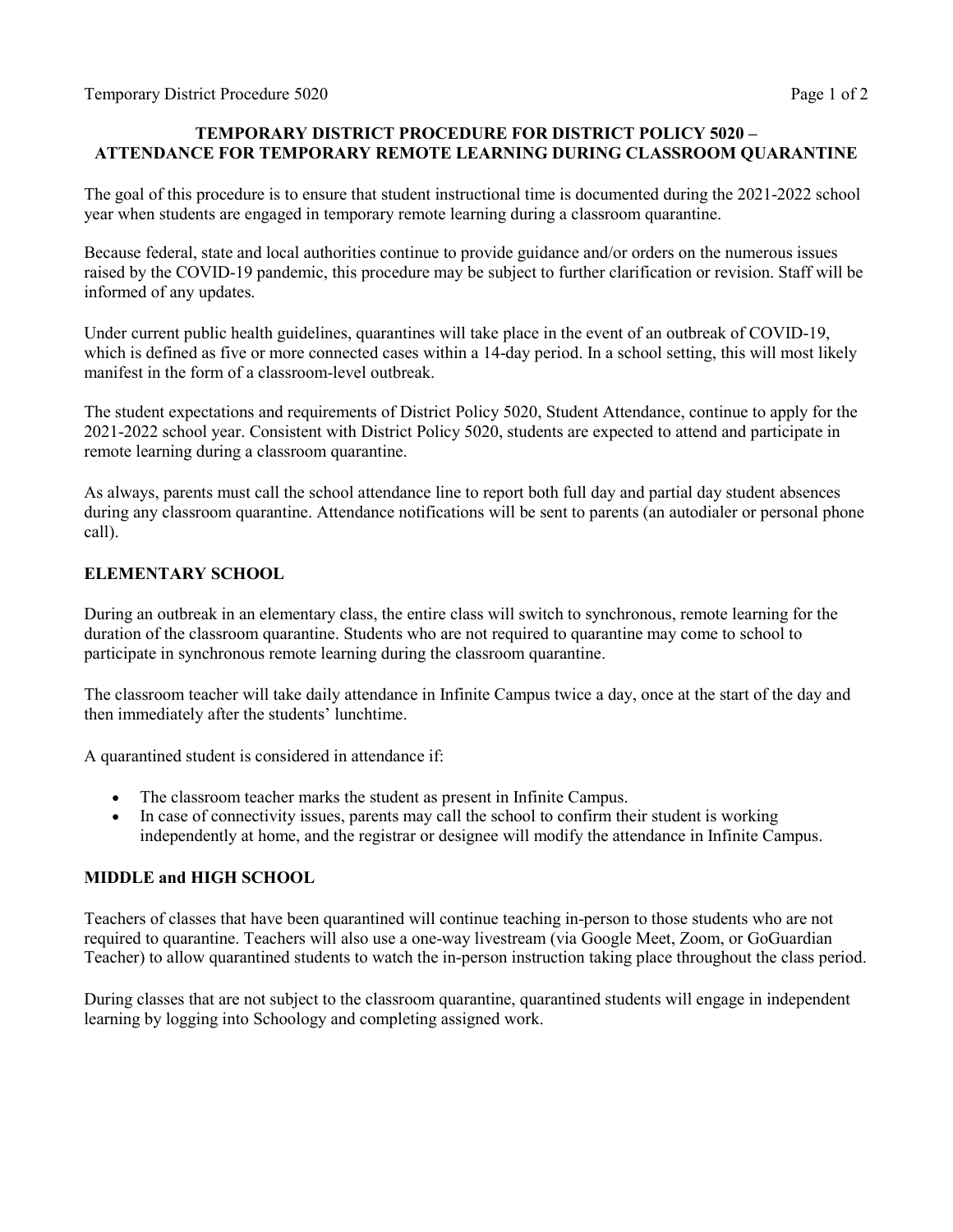# TEMPORARY DISTRICT PROCEDURE FOR DISTRICT POLICY 5020 – ATTENDANCE FOR TEMPORARY REMOTE LEARNING DURING CLASSROOM QUARANTINE

The goal of this procedure is to ensure that student instructional time is documented during the 2021-2022 school year when students are engaged in temporary remote learning during a classroom quarantine.

Because federal, state and local authorities continue to provide guidance and/or orders on the numerous issues raised by the COVID-19 pandemic, this procedure may be subject to further clarification or revision. Staff will be informed of any updates.

Under current public health guidelines, quarantines will take place in the event of an outbreak of COVID-19, which is defined as five or more connected cases within a 14-day period. In a school setting, this will most likely manifest in the form of a classroom-level outbreak.

The student expectations and requirements of District Policy 5020, Student Attendance, continue to apply for the 2021-2022 school year. Consistent with District Policy 5020, students are expected to attend and participate in remote learning during a classroom quarantine.

As always, parents must call the school attendance line to report both full day and partial day student absences during any classroom quarantine. Attendance notifications will be sent to parents (an autodialer or personal phone call).

## ELEMENTARY SCHOOL

During an outbreak in an elementary class, the entire class will switch to synchronous, remote learning for the duration of the classroom quarantine. Students who are not required to quarantine may come to school to participate in synchronous remote learning during the classroom quarantine.

The classroom teacher will take daily attendance in Infinite Campus twice a day, once at the start of the day and then immediately after the students' lunchtime.

A quarantined student is considered in attendance if:

- The classroom teacher marks the student as present in Infinite Campus.
- In case of connectivity issues, parents may call the school to confirm their student is working independently at home, and the registrar or designee will modify the attendance in Infinite Campus.

## MIDDLE and HIGH SCHOOL

Teachers of classes that have been quarantined will continue teaching in-person to those students who are not required to quarantine. Teachers will also use a one-way livestream (via Google Meet, Zoom, or GoGuardian Teacher) to allow quarantined students to watch the in-person instruction taking place throughout the class period.

During classes that are not subject to the classroom quarantine, quarantined students will engage in independent learning by logging into Schoology and completing assigned work.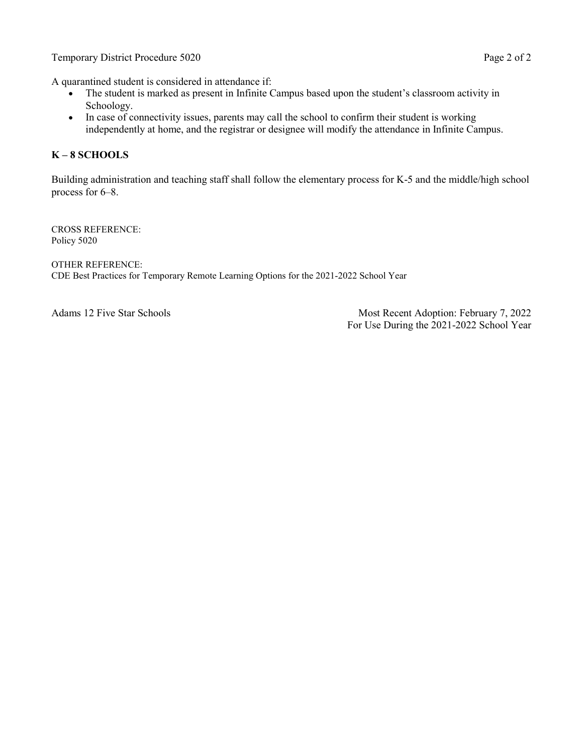A quarantined student is considered in attendance if:

- The student is marked as present in Infinite Campus based upon the student's classroom activity in Schoology.
- In case of connectivity issues, parents may call the school to confirm their student is working independently at home, and the registrar or designee will modify the attendance in Infinite Campus.

**K – 8 SCHOOLS**

Building administration and teaching staff shall follow the elementary process for K-5 and the middle/high school process for 6–8.

CROSS REFERENCE:
Policy 5020

OTHER REFERENCE:
CDE Best Practices for Temporary Remote Learning Options for the 2021-2022 School Year

Adams 12 Five Star Schools

Most Recent Adoption: February 7, 2022
For Use During the 2021-2022 School Year